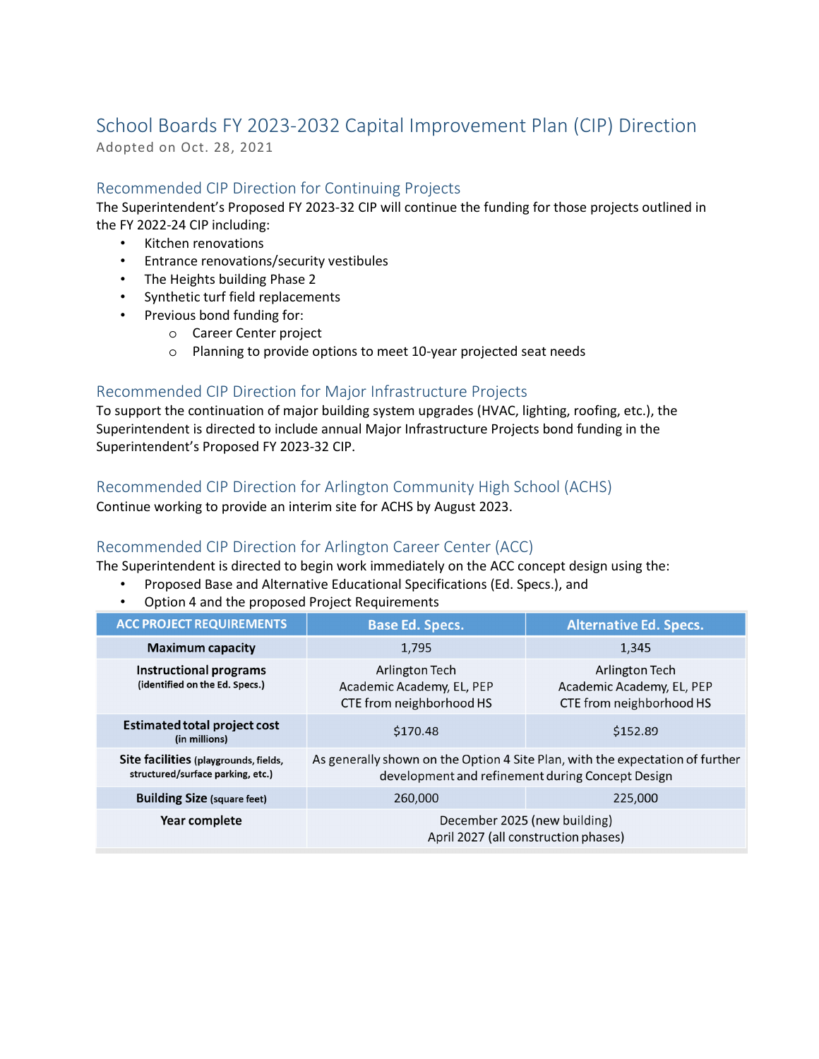# School Boards FY 2023-2032 Capital Improvement Plan (CIP) Direction

Adopted on Oct. 28, 2021

## Recommended CIP Direction for Continuing Projects

The Superintendent's Proposed FY 2023-32 CIP will continue the funding for those projects outlined in the FY 2022-24 CIP including:

- Kitchen renovations
- Entrance renovations/security vestibules
- The Heights building Phase 2
- Synthetic turf field replacements
- Previous bond funding for:
  - Career Center project
  - Planning to provide options to meet 10-year projected seat needs

## Recommended CIP Direction for Major Infrastructure Projects

To support the continuation of major building system upgrades (HVAC, lighting, roofing, etc.), the Superintendent is directed to include annual Major Infrastructure Projects bond funding in the Superintendent's Proposed FY 2023-32 CIP.

## Recommended CIP Direction for Arlington Community High School (ACHS)

Continue working to provide an interim site for ACHS by August 2023.

## Recommended CIP Direction for Arlington Career Center (ACC)

The Superintendent is directed to begin work immediately on the ACC concept design using the:

- Proposed Base and Alternative Educational Specifications (Ed. Specs.), and
- Option 4 and the proposed Project Requirements

| ACC PROJECT REQUIREMENTS | Base Ed. Specs. | Alternative Ed. Specs. |
|---|---|---|
| **Maximum capacity** | 1,795 | 1,345 |
| **Instructional programs** (identified on the Ed. Specs.) | Arlington Tech<br>Academic Academy, EL, PEP<br>CTE from neighborhood HS | Arlington Tech<br>Academic Academy, EL, PEP<br>CTE from neighborhood HS |
| **Estimated total project cost** (in millions) | $170.48 | $152.89 |
| **Site facilities** (playgrounds, fields, structured/surface parking, etc.) | As generally shown on the Option 4 Site Plan, with the expectation of further development and refinement during Concept Design | |
| **Building Size** (square feet) | 260,000 | 225,000 |
| **Year complete** | December 2025 (new building)<br>April 2027 (all construction phases) | |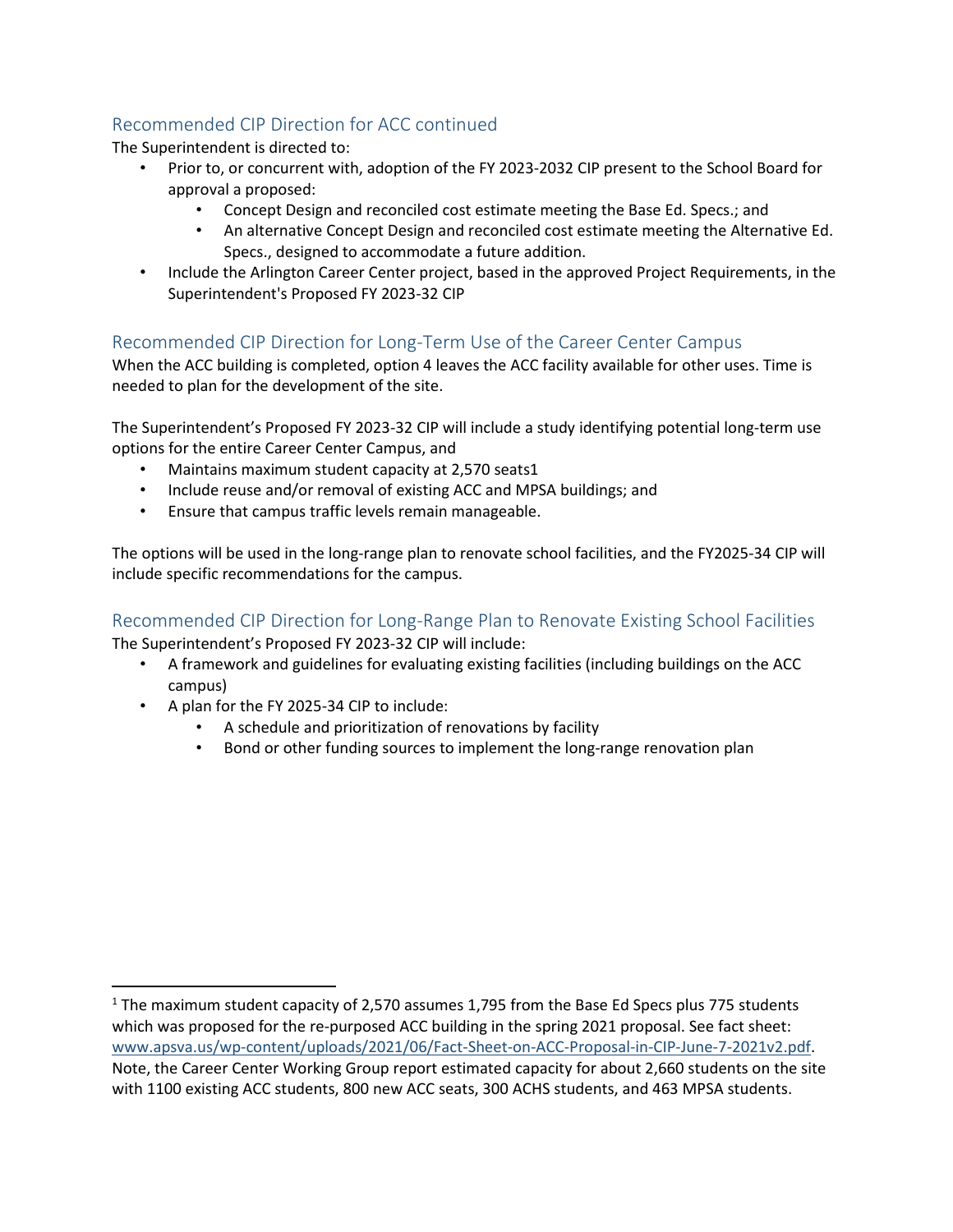## Recommended CIP Direction for ACC continued

The Superintendent is directed to:

- Prior to, or concurrent with, adoption of the FY 2023-2032 CIP present to the School Board for approval a proposed:
  - Concept Design and reconciled cost estimate meeting the Base Ed. Specs.; and
  - An alternative Concept Design and reconciled cost estimate meeting the Alternative Ed. Specs., designed to accommodate a future addition.
- Include the Arlington Career Center project, based in the approved Project Requirements, in the Superintendent's Proposed FY 2023-32 CIP

## Recommended CIP Direction for Long-Term Use of the Career Center Campus

When the ACC building is completed, option 4 leaves the ACC facility available for other uses. Time is needed to plan for the development of the site.

The Superintendent's Proposed FY 2023-32 CIP will include a study identifying potential long-term use options for the entire Career Center Campus, and

- Maintains maximum student capacity at 2,570 seats[1]
- Include reuse and/or removal of existing ACC and MPSA buildings; and
- Ensure that campus traffic levels remain manageable.

The options will be used in the long-range plan to renovate school facilities, and the FY2025-34 CIP will include specific recommendations for the campus.

## Recommended CIP Direction for Long-Range Plan to Renovate Existing School Facilities

The Superintendent's Proposed FY 2023-32 CIP will include:

- A framework and guidelines for evaluating existing facilities (including buildings on the ACC campus)
- A plan for the FY 2025-34 CIP to include:
  - A schedule and prioritization of renovations by facility
  - Bond or other funding sources to implement the long-range renovation plan

---

[1] The maximum student capacity of 2,570 assumes 1,795 from the Base Ed Specs plus 775 students which was proposed for the re-purposed ACC building in the spring 2021 proposal. See fact sheet: [www.apsva.us/wp-content/uploads/2021/06/Fact-Sheet-on-ACC-Proposal-in-CIP-June-7-2021v2.pdf](www.apsva.us/wp-content/uploads/2021/06/Fact-Sheet-on-ACC-Proposal-in-CIP-June-7-2021v2.pdf). Note, the Career Center Working Group report estimated capacity for about 2,660 students on the site with 1100 existing ACC students, 800 new ACC seats, 300 ACHS students, and 463 MPSA students.